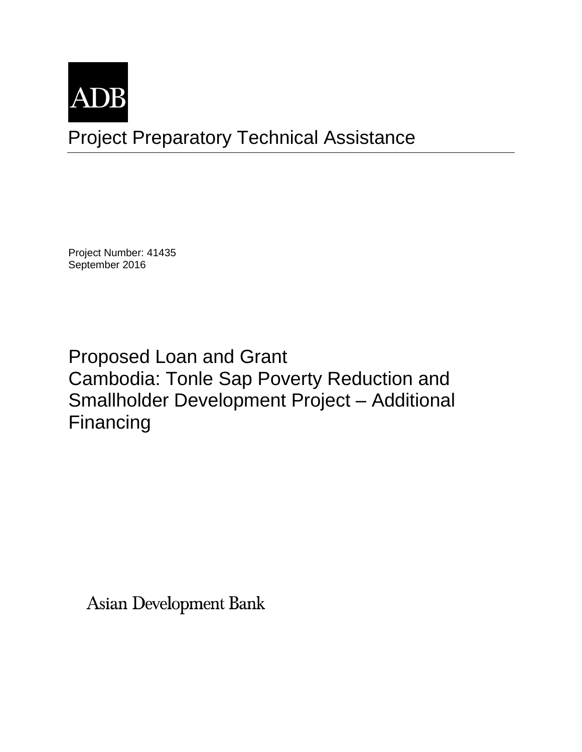ADB

# Project Preparatory Technical Assistance

Project Number: 41435
September 2016

## Proposed Loan and Grant
## Cambodia: Tonle Sap Poverty Reduction and Smallholder Development Project – Additional Financing

Asian Development Bank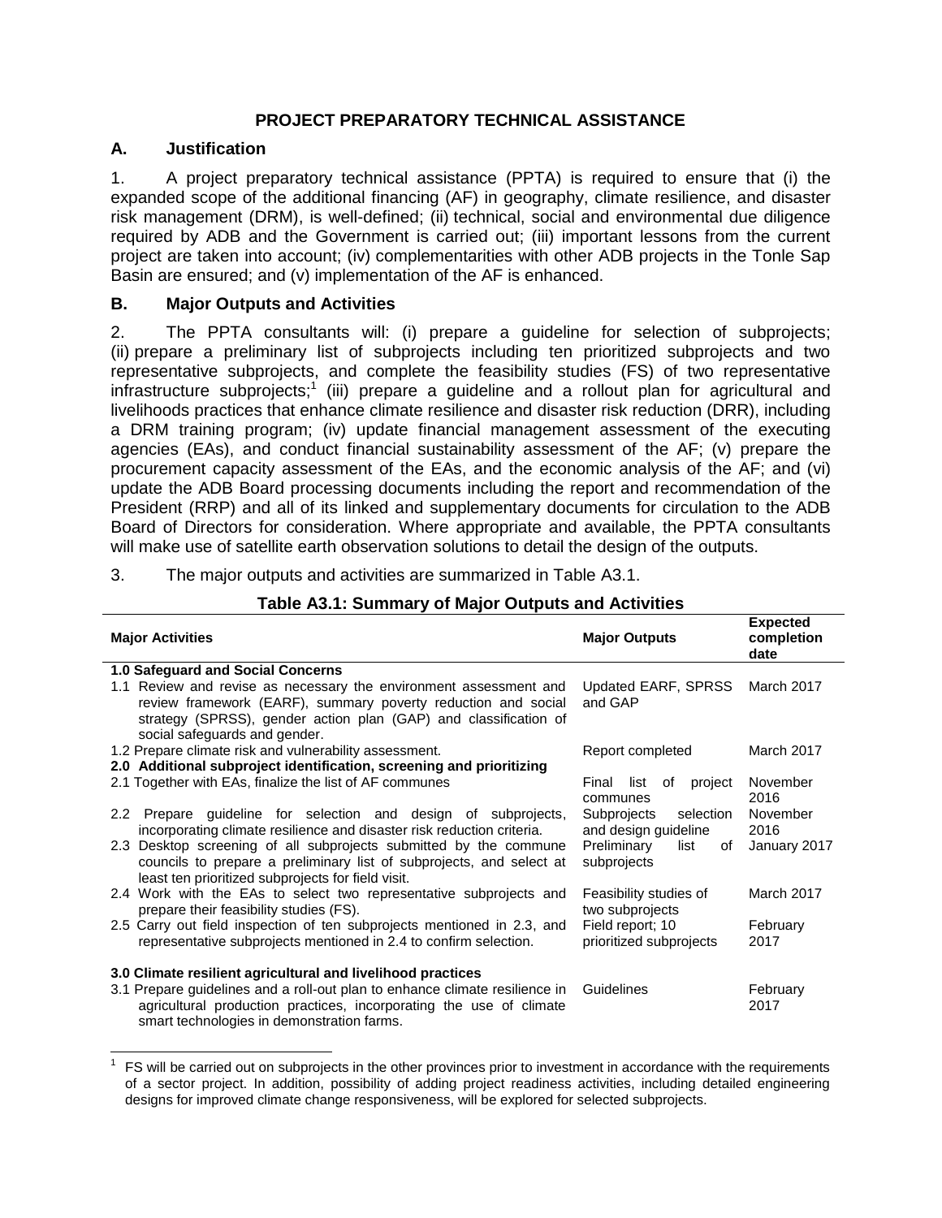## PROJECT PREPARATORY TECHNICAL ASSISTANCE

### A. Justification

1. A project preparatory technical assistance (PPTA) is required to ensure that (i) the expanded scope of the additional financing (AF) in geography, climate resilience, and disaster risk management (DRM), is well-defined; (ii) technical, social and environmental due diligence required by ADB and the Government is carried out; (iii) important lessons from the current project are taken into account; (iv) complementarities with other ADB projects in the Tonle Sap Basin are ensured; and (v) implementation of the AF is enhanced.

### B. Major Outputs and Activities

2. The PPTA consultants will: (i) prepare a guideline for selection of subprojects; (ii) prepare a preliminary list of subprojects including ten prioritized subprojects and two representative subprojects, and complete the feasibility studies (FS) of two representative infrastructure subprojects;[1] (iii) prepare a guideline and a rollout plan for agricultural and livelihoods practices that enhance climate resilience and disaster risk reduction (DRR), including a DRM training program; (iv) update financial management assessment of the executing agencies (EAs), and conduct financial sustainability assessment of the AF; (v) prepare the procurement capacity assessment of the EAs, and the economic analysis of the AF; and (vi) update the ADB Board processing documents including the report and recommendation of the President (RRP) and all of its linked and supplementary documents for circulation to the ADB Board of Directors for consideration. Where appropriate and available, the PPTA consultants will make use of satellite earth observation solutions to detail the design of the outputs.

3. The major outputs and activities are summarized in Table A3.1.

**Table A3.1: Summary of Major Outputs and Activities**

| Major Activities | Major Outputs | Expected completion date |
|---|---|---|
| **1.0 Safeguard and Social Concerns** | | |
| 1.1 Review and revise as necessary the environment assessment and review framework (EARF), summary poverty reduction and social strategy (SPRSS), gender action plan (GAP) and classification of social safeguards and gender. | Updated EARF, SPRSS and GAP | March 2017 |
| 1.2 Prepare climate risk and vulnerability assessment. | Report completed | March 2017 |
| **2.0 Additional subproject identification, screening and prioritizing** | | |
| 2.1 Together with EAs, finalize the list of AF communes | Final list of project communes | November 2016 |
| 2.2 Prepare guideline for selection and design of subprojects, incorporating climate resilience and disaster risk reduction criteria. | Subprojects selection and design guideline | November 2016 |
| 2.3 Desktop screening of all subprojects submitted by the commune councils to prepare a preliminary list of subprojects, and select at least ten prioritized subprojects for field visit. | Preliminary list of subprojects | January 2017 |
| 2.4 Work with the EAs to select two representative subprojects and prepare their feasibility studies (FS). | Feasibility studies of two subprojects | March 2017 |
| 2.5 Carry out field inspection of ten subprojects mentioned in 2.3, and representative subprojects mentioned in 2.4 to confirm selection. | Field report; 10 prioritized subprojects | February 2017 |
| **3.0 Climate resilient agricultural and livelihood practices** | | |
| 3.1 Prepare guidelines and a roll-out plan to enhance climate resilience in agricultural production practices, incorporating the use of climate smart technologies in demonstration farms. | Guidelines | February 2017 |

[1] FS will be carried out on subprojects in the other provinces prior to investment in accordance with the requirements of a sector project. In addition, possibility of adding project readiness activities, including detailed engineering designs for improved climate change responsiveness, will be explored for selected subprojects.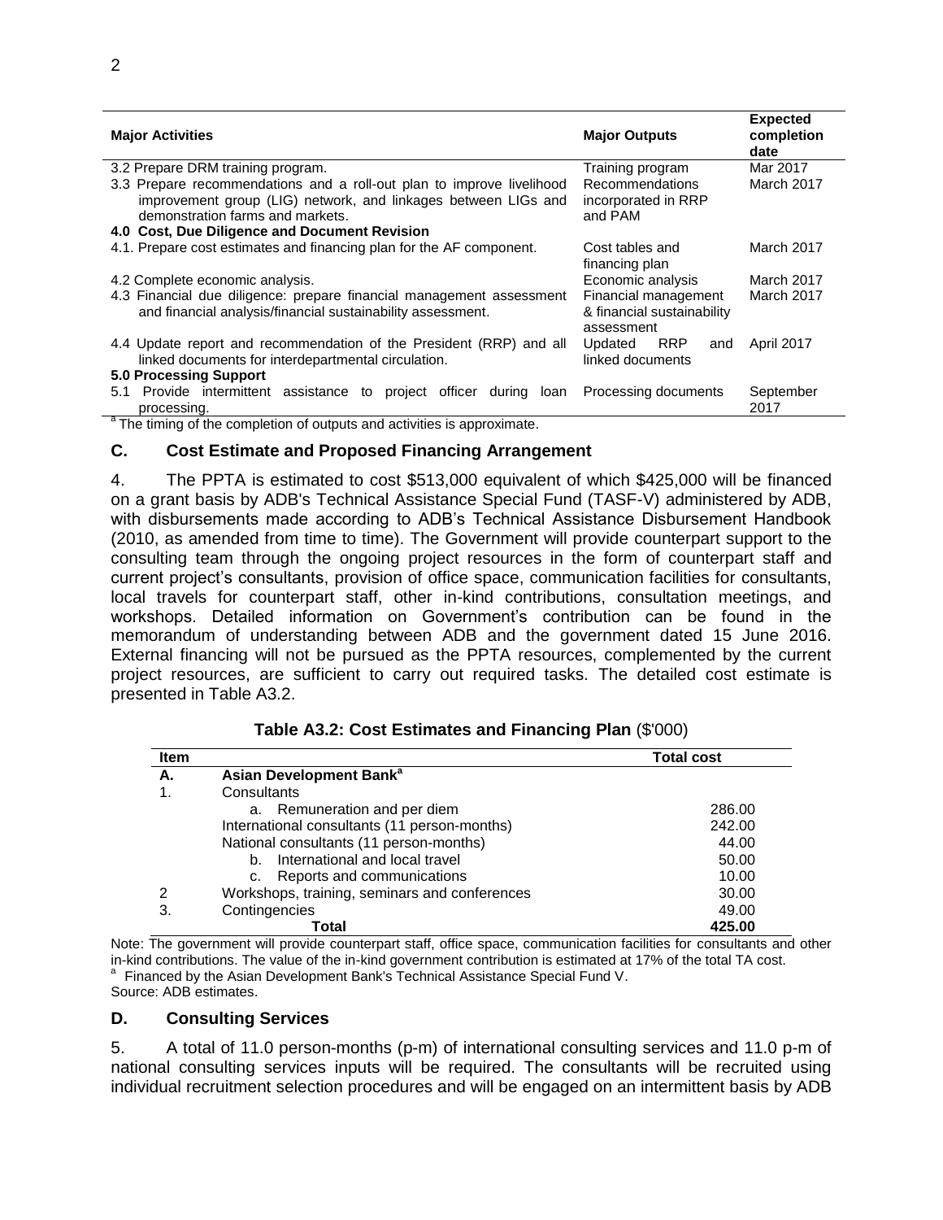| Major Activities | Major Outputs | Expected completion date |
|---|---|---|
| 3.2 Prepare DRM training program. | Training program | Mar 2017 |
| 3.3 Prepare recommendations and a roll-out plan to improve livelihood improvement group (LIG) network, and linkages between LIGs and demonstration farms and markets. | Recommendations incorporated in RRP and PAM | March 2017 |
| **4.0 Cost, Due Diligence and Document Revision** | | |
| 4.1. Prepare cost estimates and financing plan for the AF component. | Cost tables and financing plan | March 2017 |
| 4.2 Complete economic analysis. | Economic analysis | March 2017 |
| 4.3 Financial due diligence: prepare financial management assessment and financial analysis/financial sustainability assessment. | Financial management & financial sustainability assessment | March 2017 |
| 4.4 Update report and recommendation of the President (RRP) and all linked documents for interdepartmental circulation. | Updated RRP and linked documents | April 2017 |
| **5.0 Processing Support** | | |
| 5.1 Provide intermittent assistance to project officer during loan processing. | Processing documents | September 2017 |

[a] The timing of the completion of outputs and activities is approximate.

### C. Cost Estimate and Proposed Financing Arrangement

4. The PPTA is estimated to cost $513,000 equivalent of which $425,000 will be financed on a grant basis by ADB's Technical Assistance Special Fund (TASF-V) administered by ADB, with disbursements made according to ADB's Technical Assistance Disbursement Handbook (2010, as amended from time to time). The Government will provide counterpart support to the consulting team through the ongoing project resources in the form of counterpart staff and current project's consultants, provision of office space, communication facilities for consultants, local travels for counterpart staff, other in-kind contributions, consultation meetings, and workshops. Detailed information on Government's contribution can be found in the memorandum of understanding between ADB and the government dated 15 June 2016. External financing will not be pursued as the PPTA resources, complemented by the current project resources, are sufficient to carry out required tasks. The detailed cost estimate is presented in Table A3.2.

**Table A3.2: Cost Estimates and Financing Plan** ($'000)

| Item | | Total cost |
|---|---|---|
| **A.** | **Asian Development Bank[a]** | |
| 1. | Consultants | |
| | a. Remuneration and per diem | 286.00 |
| | International consultants (11 person-months) | 242.00 |
| | National consultants (11 person-months) | 44.00 |
| | b. International and local travel | 50.00 |
| | c. Reports and communications | 10.00 |
| 2 | Workshops, training, seminars and conferences | 30.00 |
| 3. | Contingencies | 49.00 |
| | **Total** | **425.00** |

Note: The government will provide counterpart staff, office space, communication facilities for consultants and other in-kind contributions. The value of the in-kind government contribution is estimated at 17% of the total TA cost.

[a] Financed by the Asian Development Bank's Technical Assistance Special Fund V.

Source: ADB estimates.

### D. Consulting Services

5. A total of 11.0 person-months (p-m) of international consulting services and 11.0 p-m of national consulting services inputs will be required. The consultants will be recruited using individual recruitment selection procedures and will be engaged on an intermittent basis by ADB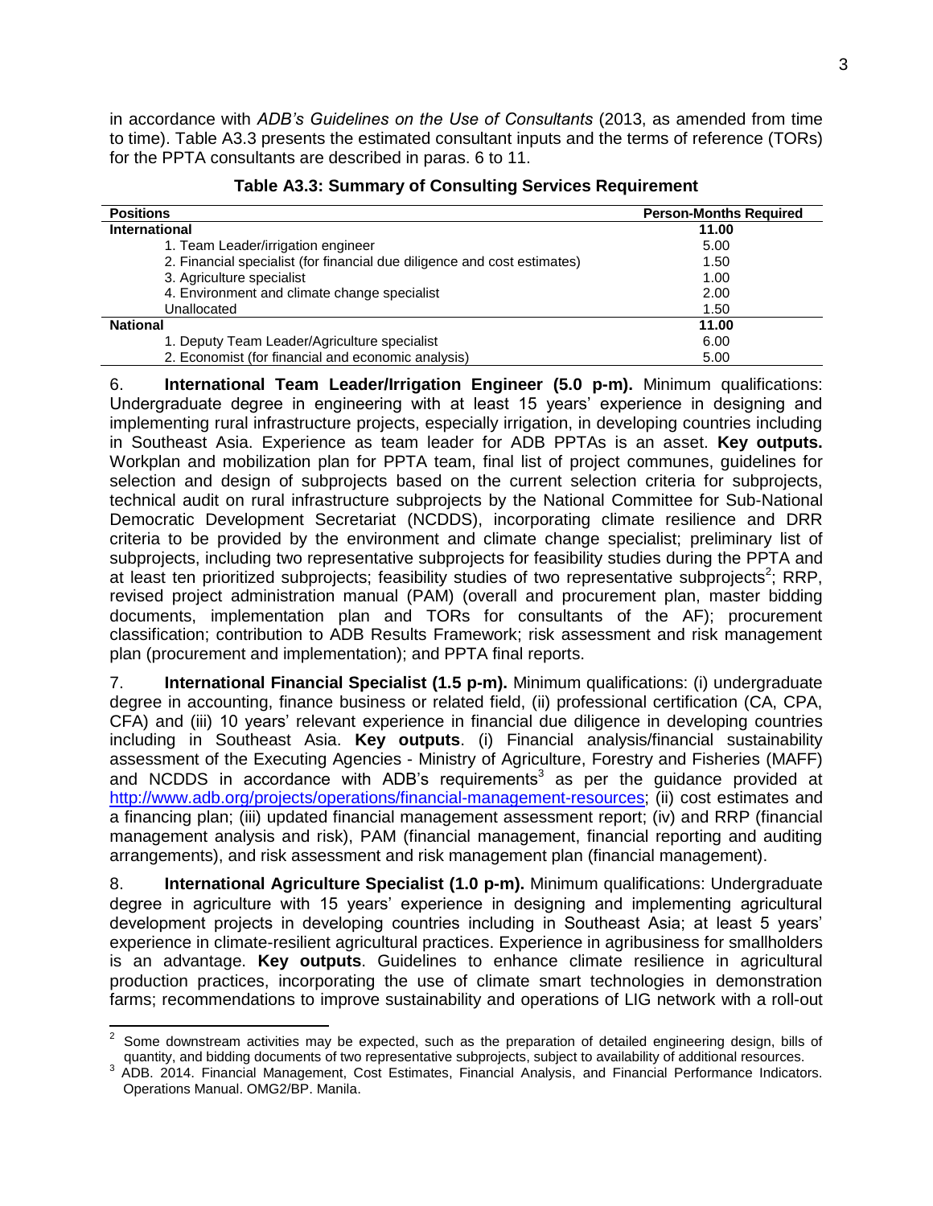in accordance with *ADB's Guidelines on the Use of Consultants* (2013, as amended from time to time). Table A3.3 presents the estimated consultant inputs and the terms of reference (TORs) for the PPTA consultants are described in paras. 6 to 11.

**Table A3.3: Summary of Consulting Services Requirement**

| Positions | Person-Months Required |
|---|---|
| **International** | **11.00** |
| 1. Team Leader/irrigation engineer | 5.00 |
| 2. Financial specialist (for financial due diligence and cost estimates) | 1.50 |
| 3. Agriculture specialist | 1.00 |
| 4. Environment and climate change specialist | 2.00 |
| Unallocated | 1.50 |
| **National** | **11.00** |
| 1. Deputy Team Leader/Agriculture specialist | 6.00 |
| 2. Economist (for financial and economic analysis) | 5.00 |

6. **International Team Leader/Irrigation Engineer (5.0 p-m).** Minimum qualifications: Undergraduate degree in engineering with at least 15 years' experience in designing and implementing rural infrastructure projects, especially irrigation, in developing countries including in Southeast Asia. Experience as team leader for ADB PPTAs is an asset. **Key outputs.** Workplan and mobilization plan for PPTA team, final list of project communes, guidelines for selection and design of subprojects based on the current selection criteria for subprojects, technical audit on rural infrastructure subprojects by the National Committee for Sub-National Democratic Development Secretariat (NCDDS), incorporating climate resilience and DRR criteria to be provided by the environment and climate change specialist; preliminary list of subprojects, including two representative subprojects for feasibility studies during the PPTA and at least ten prioritized subprojects; feasibility studies of two representative subprojects[2]; RRP, revised project administration manual (PAM) (overall and procurement plan, master bidding documents, implementation plan and TORs for consultants of the AF); procurement classification; contribution to ADB Results Framework; risk assessment and risk management plan (procurement and implementation); and PPTA final reports.

7. **International Financial Specialist (1.5 p-m).** Minimum qualifications: (i) undergraduate degree in accounting, finance business or related field, (ii) professional certification (CA, CPA, CFA) and (iii) 10 years' relevant experience in financial due diligence in developing countries including in Southeast Asia. **Key outputs**. (i) Financial analysis/financial sustainability assessment of the Executing Agencies - Ministry of Agriculture, Forestry and Fisheries (MAFF) and NCDDS in accordance with ADB's requirements[3] as per the guidance provided at http://www.adb.org/projects/operations/financial-management-resources; (ii) cost estimates and a financing plan; (iii) updated financial management assessment report; (iv) and RRP (financial management analysis and risk), PAM (financial management, financial reporting and auditing arrangements), and risk assessment and risk management plan (financial management).

8. **International Agriculture Specialist (1.0 p-m).** Minimum qualifications: Undergraduate degree in agriculture with 15 years' experience in designing and implementing agricultural development projects in developing countries including in Southeast Asia; at least 5 years' experience in climate-resilient agricultural practices. Experience in agribusiness for smallholders is an advantage. **Key outputs**. Guidelines to enhance climate resilience in agricultural production practices, incorporating the use of climate smart technologies in demonstration farms; recommendations to improve sustainability and operations of LIG network with a roll-out

---

[2] Some downstream activities may be expected, such as the preparation of detailed engineering design, bills of quantity, and bidding documents of two representative subprojects, subject to availability of additional resources.

[3] ADB. 2014. Financial Management, Cost Estimates, Financial Analysis, and Financial Performance Indicators. Operations Manual. OMG2/BP. Manila.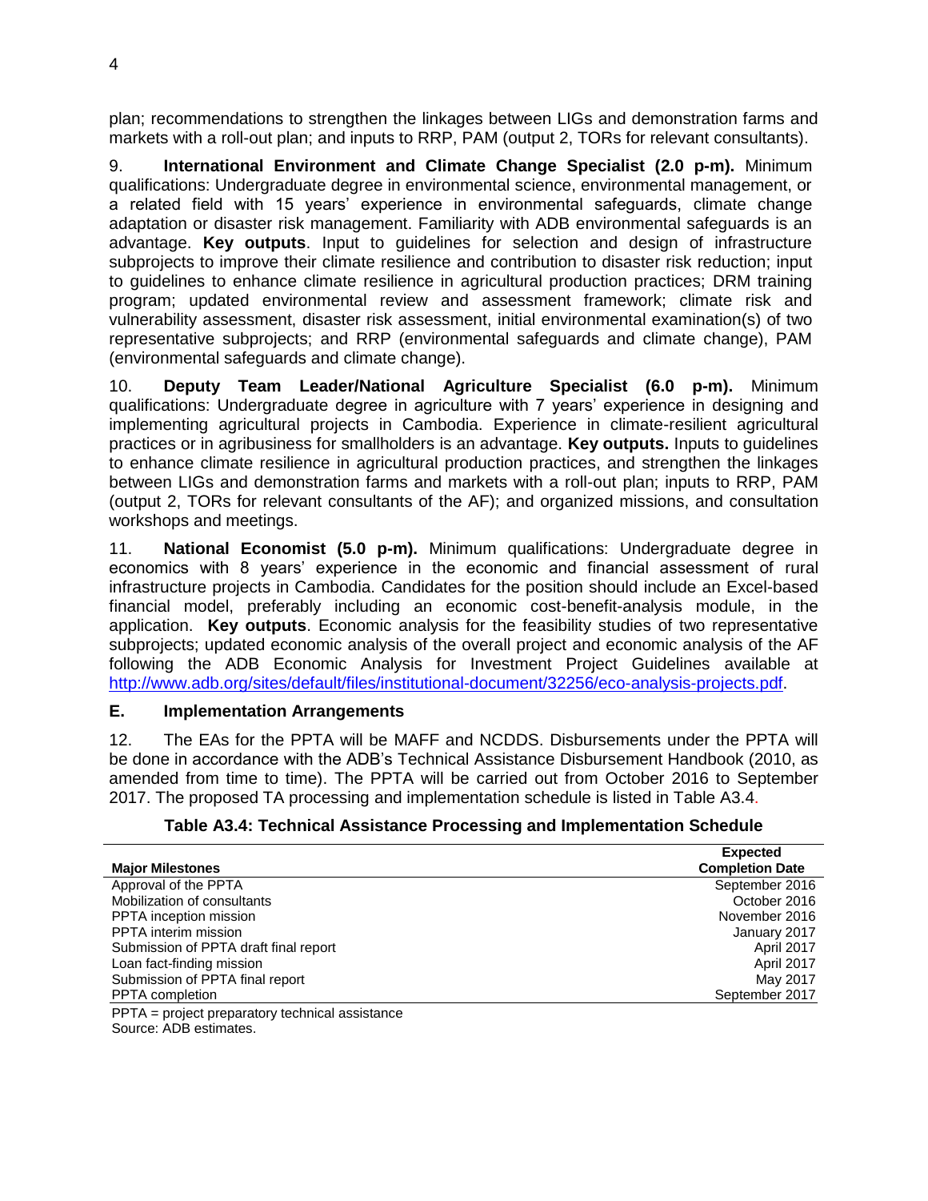plan; recommendations to strengthen the linkages between LIGs and demonstration farms and markets with a roll-out plan; and inputs to RRP, PAM (output 2, TORs for relevant consultants).

9. **International Environment and Climate Change Specialist (2.0 p-m).** Minimum qualifications: Undergraduate degree in environmental science, environmental management, or a related field with 15 years' experience in environmental safeguards, climate change adaptation or disaster risk management. Familiarity with ADB environmental safeguards is an advantage. **Key outputs**. Input to guidelines for selection and design of infrastructure subprojects to improve their climate resilience and contribution to disaster risk reduction; input to guidelines to enhance climate resilience in agricultural production practices; DRM training program; updated environmental review and assessment framework; climate risk and vulnerability assessment, disaster risk assessment, initial environmental examination(s) of two representative subprojects; and RRP (environmental safeguards and climate change), PAM (environmental safeguards and climate change).

10. **Deputy Team Leader/National Agriculture Specialist (6.0 p-m).** Minimum qualifications: Undergraduate degree in agriculture with 7 years' experience in designing and implementing agricultural projects in Cambodia. Experience in climate-resilient agricultural practices or in agribusiness for smallholders is an advantage. **Key outputs.** Inputs to guidelines to enhance climate resilience in agricultural production practices, and strengthen the linkages between LIGs and demonstration farms and markets with a roll-out plan; inputs to RRP, PAM (output 2, TORs for relevant consultants of the AF); and organized missions, and consultation workshops and meetings.

11. **National Economist (5.0 p-m).** Minimum qualifications: Undergraduate degree in economics with 8 years' experience in the economic and financial assessment of rural infrastructure projects in Cambodia. Candidates for the position should include an Excel-based financial model, preferably including an economic cost-benefit-analysis module, in the application. **Key outputs**. Economic analysis for the feasibility studies of two representative subprojects; updated economic analysis of the overall project and economic analysis of the AF following the ADB Economic Analysis for Investment Project Guidelines available at http://www.adb.org/sites/default/files/institutional-document/32256/eco-analysis-projects.pdf.

### E. Implementation Arrangements

12. The EAs for the PPTA will be MAFF and NCDDS. Disbursements under the PPTA will be done in accordance with the ADB's Technical Assistance Disbursement Handbook (2010, as amended from time to time). The PPTA will be carried out from October 2016 to September 2017. The proposed TA processing and implementation schedule is listed in Table A3.4.

**Table A3.4: Technical Assistance Processing and Implementation Schedule**

| Major Milestones | Expected Completion Date |
|---|---|
| Approval of the PPTA | September 2016 |
| Mobilization of consultants | October 2016 |
| PPTA inception mission | November 2016 |
| PPTA interim mission | January 2017 |
| Submission of PPTA draft final report | April 2017 |
| Loan fact-finding mission | April 2017 |
| Submission of PPTA final report | May 2017 |
| PPTA completion | September 2017 |

PPTA = project preparatory technical assistance
Source: ADB estimates.